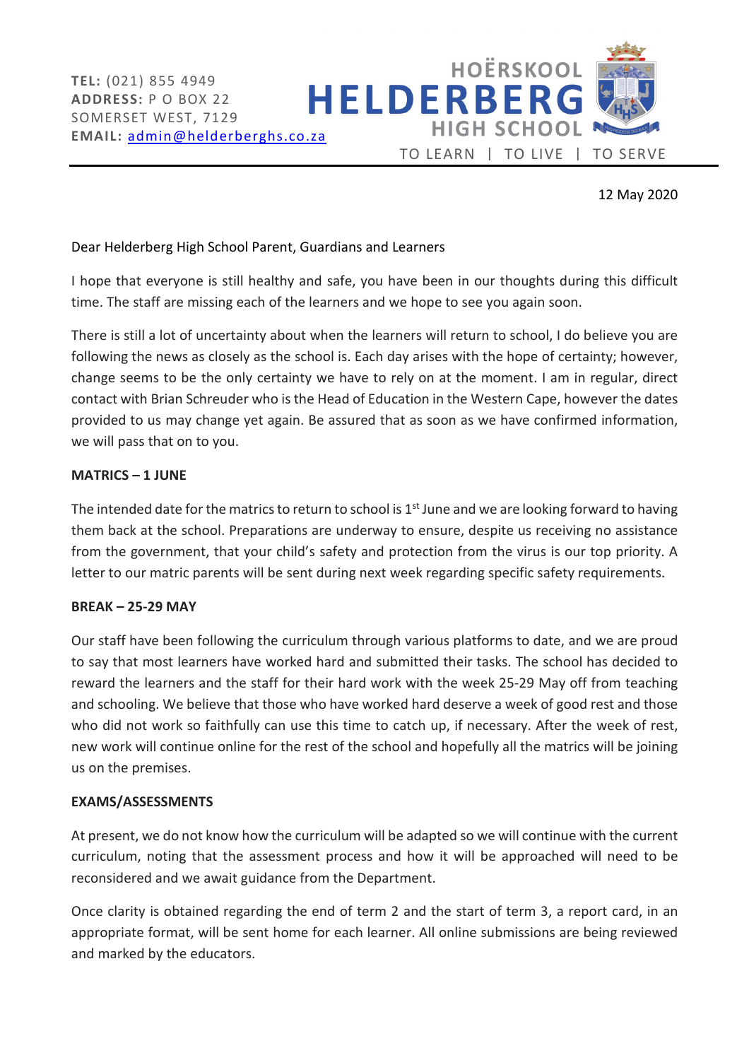**TEL:** (021) 855 4949
**ADDRESS:** P O BOX 22
SOMERSET WEST, 7129
**EMAIL:** admin@helderberghs.co.za

HOËRSKOOL
# HELDERBERG
HIGH SCHOOL

TO LEARN | TO LIVE | TO SERVE

12 May 2020

Dear Helderberg High School Parent, Guardians and Learners

I hope that everyone is still healthy and safe, you have been in our thoughts during this difficult time. The staff are missing each of the learners and we hope to see you again soon.

There is still a lot of uncertainty about when the learners will return to school, I do believe you are following the news as closely as the school is. Each day arises with the hope of certainty; however, change seems to be the only certainty we have to rely on at the moment. I am in regular, direct contact with Brian Schreuder who is the Head of Education in the Western Cape, however the dates provided to us may change yet again. Be assured that as soon as we have confirmed information, we will pass that on to you.

**MATRICS – 1 JUNE**

The intended date for the matrics to return to school is 1st June and we are looking forward to having them back at the school. Preparations are underway to ensure, despite us receiving no assistance from the government, that your child's safety and protection from the virus is our top priority. A letter to our matric parents will be sent during next week regarding specific safety requirements.

**BREAK – 25-29 MAY**

Our staff have been following the curriculum through various platforms to date, and we are proud to say that most learners have worked hard and submitted their tasks. The school has decided to reward the learners and the staff for their hard work with the week 25-29 May off from teaching and schooling. We believe that those who have worked hard deserve a week of good rest and those who did not work so faithfully can use this time to catch up, if necessary. After the week of rest, new work will continue online for the rest of the school and hopefully all the matrics will be joining us on the premises.

**EXAMS/ASSESSMENTS**

At present, we do not know how the curriculum will be adapted so we will continue with the current curriculum, noting that the assessment process and how it will be approached will need to be reconsidered and we await guidance from the Department.

Once clarity is obtained regarding the end of term 2 and the start of term 3, a report card, in an appropriate format, will be sent home for each learner. All online submissions are being reviewed and marked by the educators.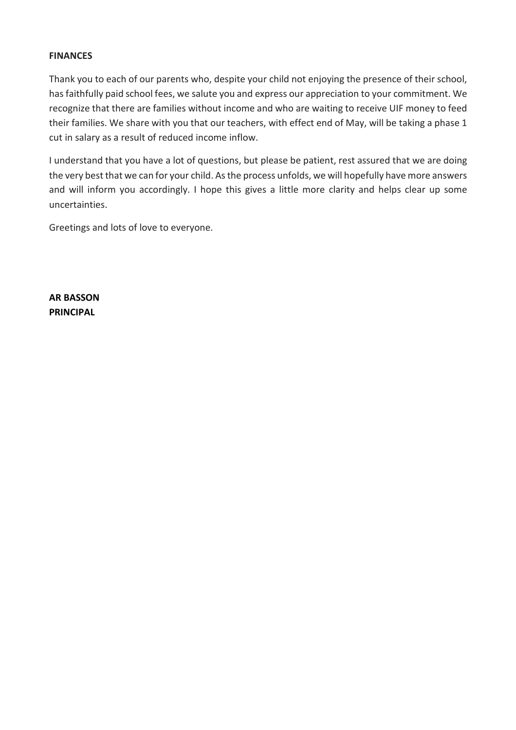**FINANCES**

Thank you to each of our parents who, despite your child not enjoying the presence of their school, has faithfully paid school fees, we salute you and express our appreciation to your commitment. We recognize that there are families without income and who are waiting to receive UIF money to feed their families. We share with you that our teachers, with effect end of May, will be taking a phase 1 cut in salary as a result of reduced income inflow.

I understand that you have a lot of questions, but please be patient, rest assured that we are doing the very best that we can for your child. As the process unfolds, we will hopefully have more answers and will inform you accordingly. I hope this gives a little more clarity and helps clear up some uncertainties.

Greetings and lots of love to everyone.

**AR BASSON**
**PRINCIPAL**